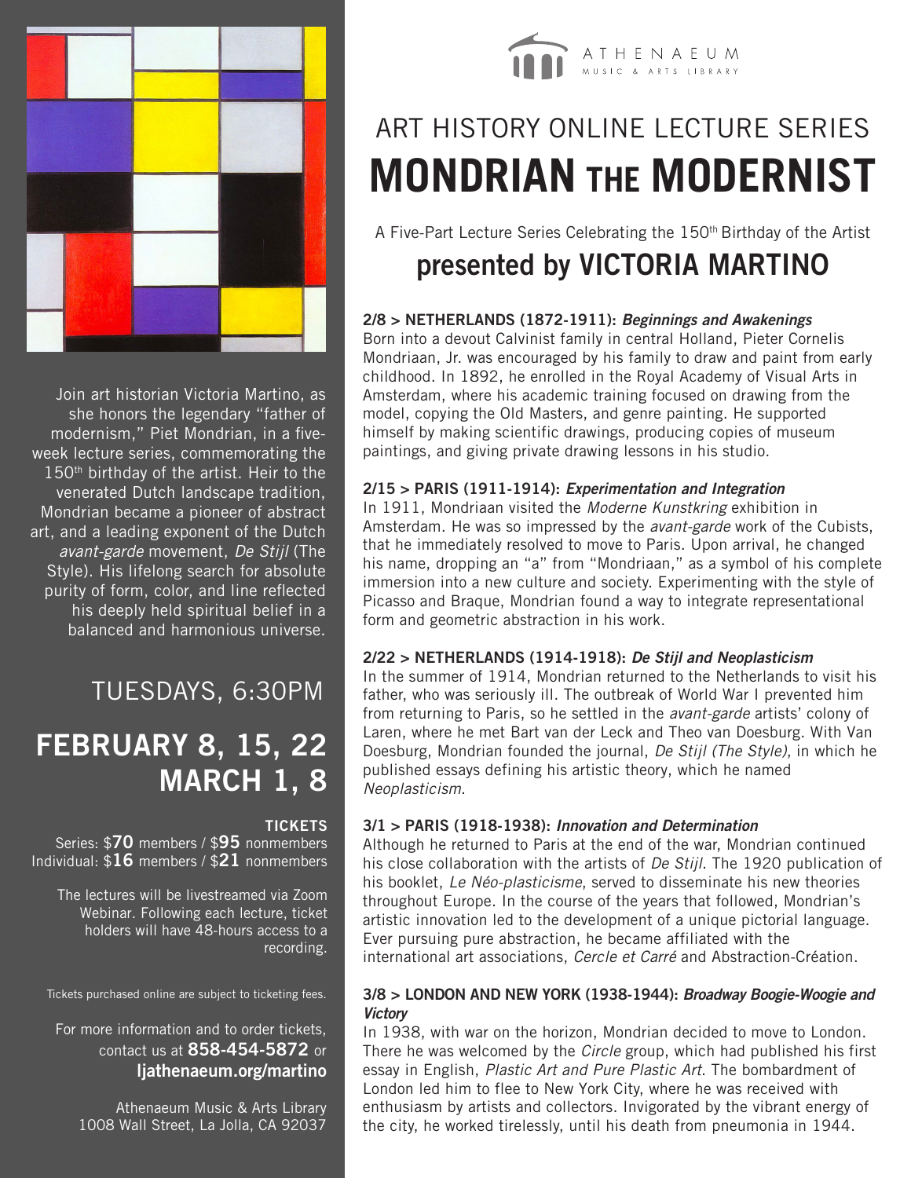ATHENAEUM
MUSIC & ARTS LIBRARY

# ART HISTORY ONLINE LECTURE SERIES
# MONDRIAN THE MODERNIST

A Five-Part Lecture Series Celebrating the 150th Birthday of the Artist

## presented by VICTORIA MARTINO

Join art historian Victoria Martino, as she honors the legendary "father of modernism," Piet Mondrian, in a five-week lecture series, commemorating the 150th birthday of the artist. Heir to the venerated Dutch landscape tradition, Mondrian became a pioneer of abstract art, and a leading exponent of the Dutch *avant-garde* movement, *De Stijl* (The Style). His lifelong search for absolute purity of form, color, and line reflected his deeply held spiritual belief in a balanced and harmonious universe.

## TUESDAYS, 6:30PM

## FEBRUARY 8, 15, 22 MARCH 1, 8

**TICKETS**

Series: $**70** members / $**95** nonmembers
Individual: $**16** members / $**21** nonmembers

The lectures will be livestreamed via Zoom Webinar. Following each lecture, ticket holders will have 48-hours access to a recording.

Tickets purchased online are subject to ticketing fees.

For more information and to order tickets, contact us at **858-454-5872** or **ljathenaeum.org/martino**

Athenaeum Music & Arts Library
1008 Wall Street, La Jolla, CA 92037

### 2/8 > NETHERLANDS (1872-1911): *Beginnings and Awakenings*

Born into a devout Calvinist family in central Holland, Pieter Cornelis Mondriaan, Jr. was encouraged by his family to draw and paint from early childhood. In 1892, he enrolled in the Royal Academy of Visual Arts in Amsterdam, where his academic training focused on drawing from the model, copying the Old Masters, and genre painting. He supported himself by making scientific drawings, producing copies of museum paintings, and giving private drawing lessons in his studio.

### 2/15 > PARIS (1911-1914): *Experimentation and Integration*

In 1911, Mondriaan visited the *Moderne Kunstkring* exhibition in Amsterdam. He was so impressed by the *avant-garde* work of the Cubists, that he immediately resolved to move to Paris. Upon arrival, he changed his name, dropping an "a" from "Mondriaan," as a symbol of his complete immersion into a new culture and society. Experimenting with the style of Picasso and Braque, Mondrian found a way to integrate representational form and geometric abstraction in his work.

### 2/22 > NETHERLANDS (1914-1918): *De Stijl and Neoplasticism*

In the summer of 1914, Mondrian returned to the Netherlands to visit his father, who was seriously ill. The outbreak of World War I prevented him from returning to Paris, so he settled in the *avant-garde* artists' colony of Laren, where he met Bart van der Leck and Theo van Doesburg. With Van Doesburg, Mondrian founded the journal, *De Stijl (The Style)*, in which he published essays defining his artistic theory, which he named *Neoplasticism*.

### 3/1 > PARIS (1918-1938): *Innovation and Determination*

Although he returned to Paris at the end of the war, Mondrian continued his close collaboration with the artists of *De Stijl*. The 1920 publication of his booklet, *Le Néo-plasticisme*, served to disseminate his new theories throughout Europe. In the course of the years that followed, Mondrian's artistic innovation led to the development of a unique pictorial language. Ever pursuing pure abstraction, he became affiliated with the international art associations, *Cercle et Carré* and Abstraction-Création.

### 3/8 > LONDON AND NEW YORK (1938-1944): *Broadway Boogie-Woogie and Victory*

In 1938, with war on the horizon, Mondrian decided to move to London. There he was welcomed by the *Circle* group, which had published his first essay in English, *Plastic Art and Pure Plastic Art*. The bombardment of London led him to flee to New York City, where he was received with enthusiasm by artists and collectors. Invigorated by the vibrant energy of the city, he worked tirelessly, until his death from pneumonia in 1944.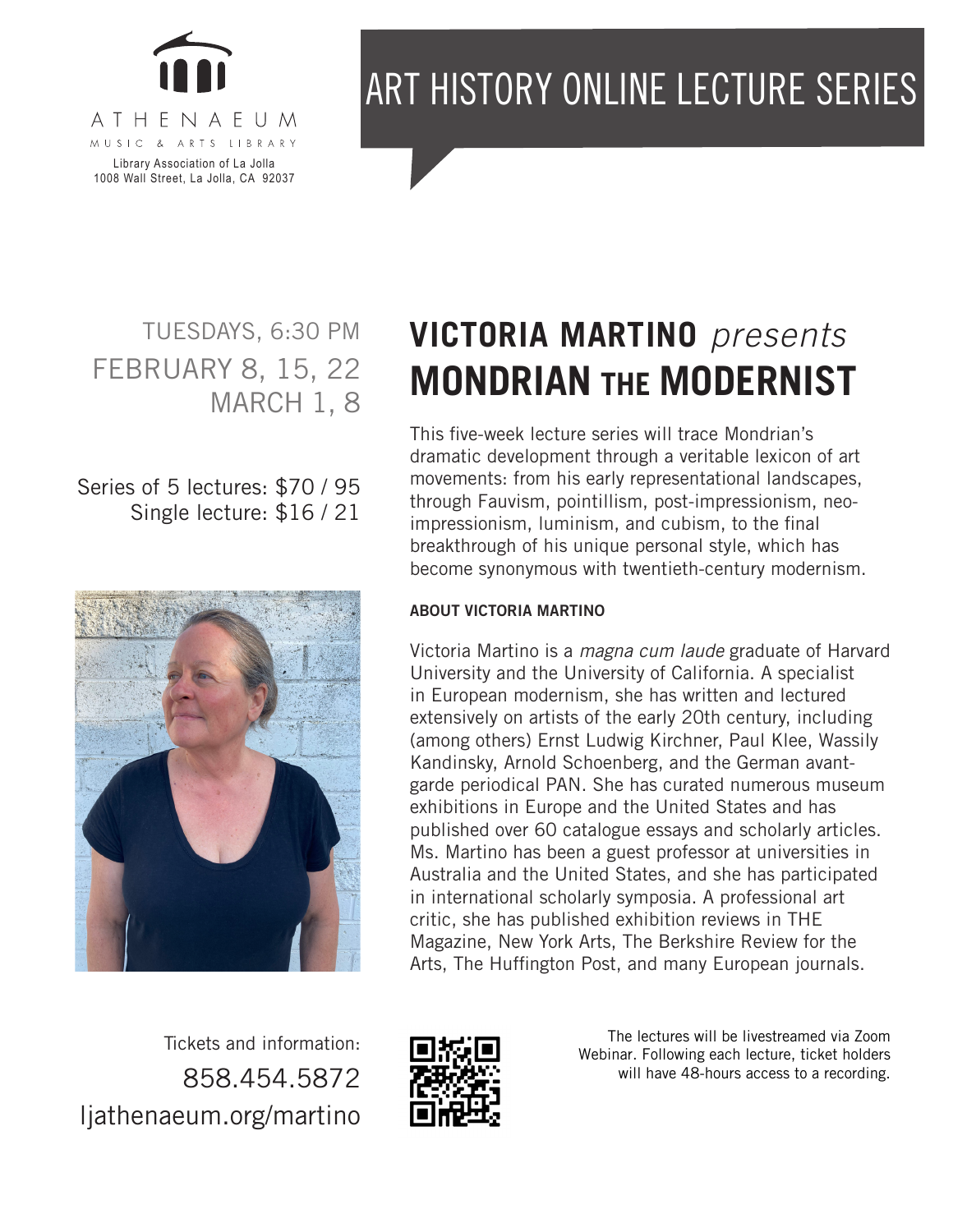ATHENAEUM
MUSIC & ARTS LIBRARY
Library Association of La Jolla
1008 Wall Street, La Jolla, CA 92037

# ART HISTORY ONLINE LECTURE SERIES

TUESDAYS, 6:30 PM
FEBRUARY 8, 15, 22
MARCH 1, 8

Series of 5 lectures: $70 / 95
Single lecture: $16 / 21

## VICTORIA MARTINO *presents* MONDRIAN THE MODERNIST

This five-week lecture series will trace Mondrian's dramatic development through a veritable lexicon of art movements: from his early representational landscapes, through Fauvism, pointillism, post-impressionism, neo-impressionism, luminism, and cubism, to the final breakthrough of his unique personal style, which has become synonymous with twentieth-century modernism.

### ABOUT VICTORIA MARTINO

Victoria Martino is a *magna cum laude* graduate of Harvard University and the University of California. A specialist in European modernism, she has written and lectured extensively on artists of the early 20th century, including (among others) Ernst Ludwig Kirchner, Paul Klee, Wassily Kandinsky, Arnold Schoenberg, and the German avant-garde periodical PAN. She has curated numerous museum exhibitions in Europe and the United States and has published over 60 catalogue essays and scholarly articles. Ms. Martino has been a guest professor at universities in Australia and the United States, and she has participated in international scholarly symposia. A professional art critic, she has published exhibition reviews in THE Magazine, New York Arts, The Berkshire Review for the Arts, The Huffington Post, and many European journals.

Tickets and information:
858.454.5872
ljathenaeum.org/martino

The lectures will be livestreamed via Zoom Webinar. Following each lecture, ticket holders will have 48-hours access to a recording.